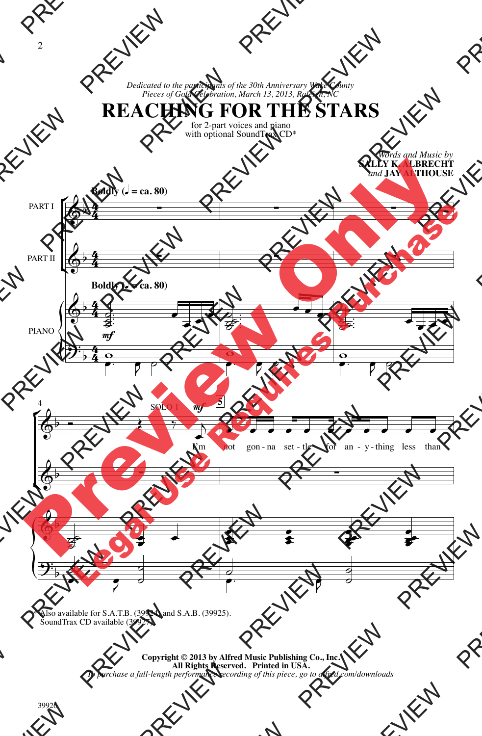*Dedicated to the participants of the 30th Anniversary Wake County Pieces of Gold Celebration, March 13, 2013, Raleigh, NC*

# REACHING FOR THE STARS

for 2-part voices and piano
with optional SoundTrax CD*

*Words and Music by*
**SALLY K. ALBRECHT**
*and* **JAY ALTHOUSE**

**Boldly (♩ = ca. 80)**

PART I

PART II

PIANO

SOLO 1 *mf*

I'm not gon-na set-tle for an-y-thing less than

* Also available for S.A.T.B. (39924) and S.A.B. (39925).
SoundTrax CD available (39927).

**Copyright © 2013 by Alfred Music Publishing Co., Inc.**
**All Rights Reserved. Printed in USA.**
*To purchase a full-length performance recording of this piece, go to alfred.com/downloads*

39926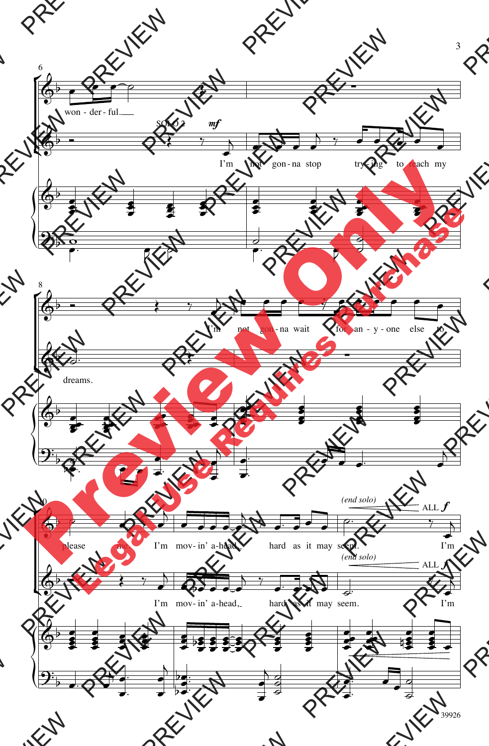6

won - der - ful.

SOLO 2 *mf*

I'm not gon - na stop try - ing to reach my

8

I'm not gon - na wait for an - y - one else to

dreams.

10

please me. I'm mov - in' a - head, hard as it may seem.

*(end solo)* ALL *f*

I'm

I'm mov - in' a - head, hard as it may seem.

*(end solo)* ALL *f*

I'm

39926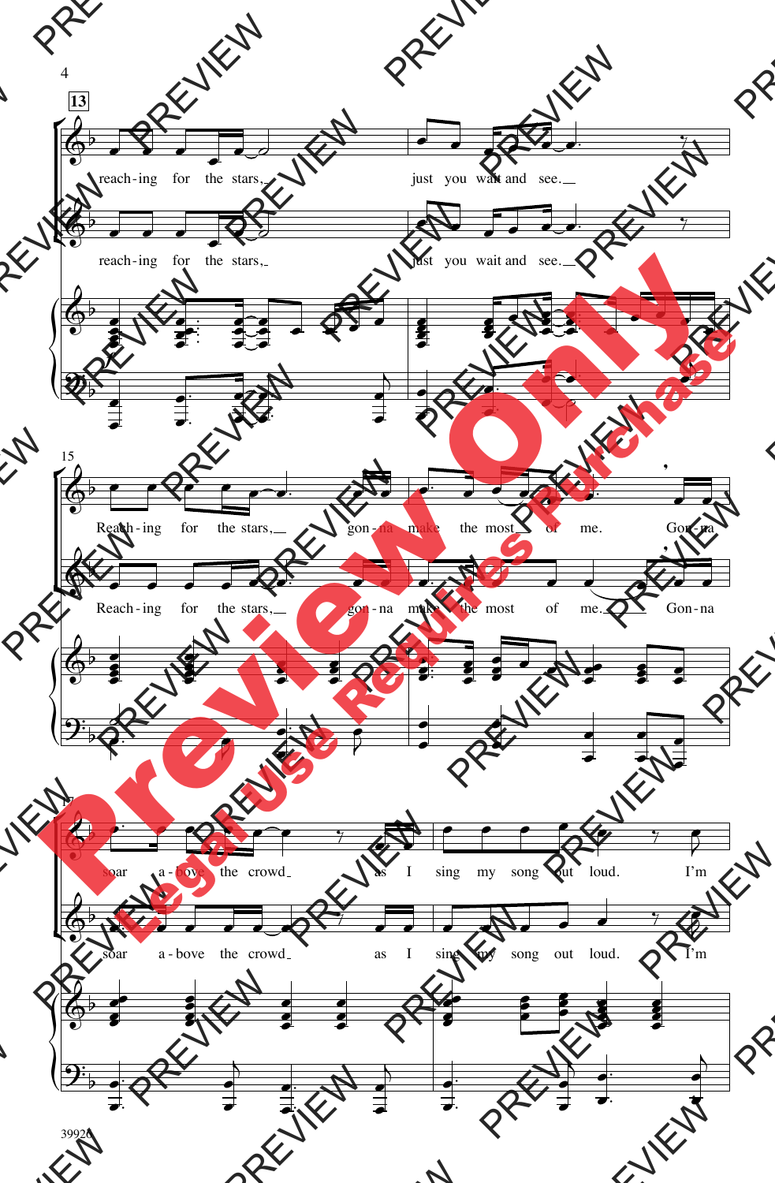**13**

reach-ing for the stars, just you wait and see.

reach-ing for the stars, just you wait and see.

15

Reach-ing for the stars, gon-na make the most of me. Gon-na

Reach-ing for the stars, gon-na make the most of me. Gon-na

17

soar a-bove the crowd as I sing my song out loud. I'm

soar a-bove the crowd as I sing my song out loud. I'm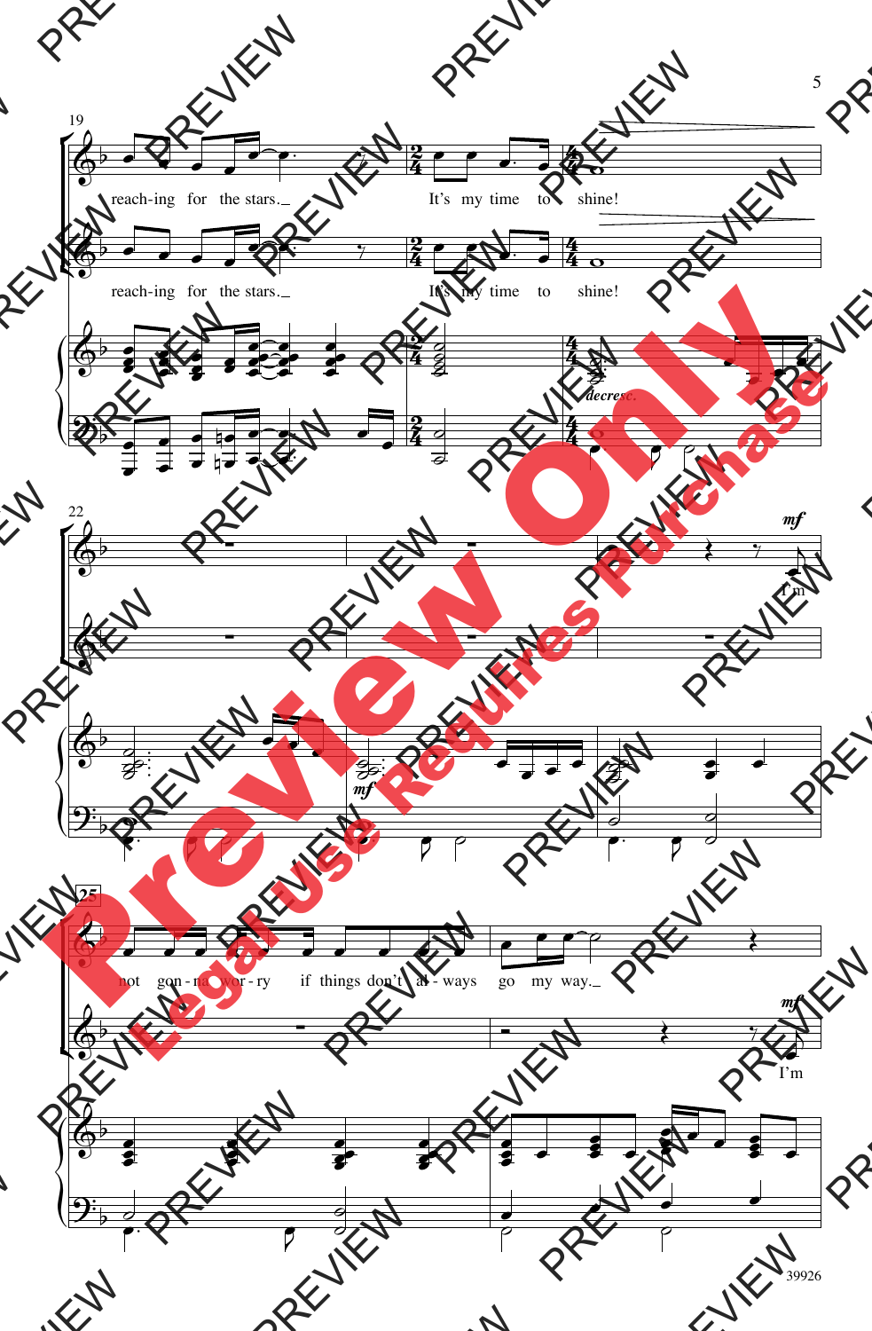19

reach-ing for the stars. It's my time to shine!

reach-ing for the stars. It's my time to shine!

*decresc.*

22

*mf*

I'm

*mf*

25

not gon - na wor - ry if things don't al - ways go my way.

*mf*

I'm

39926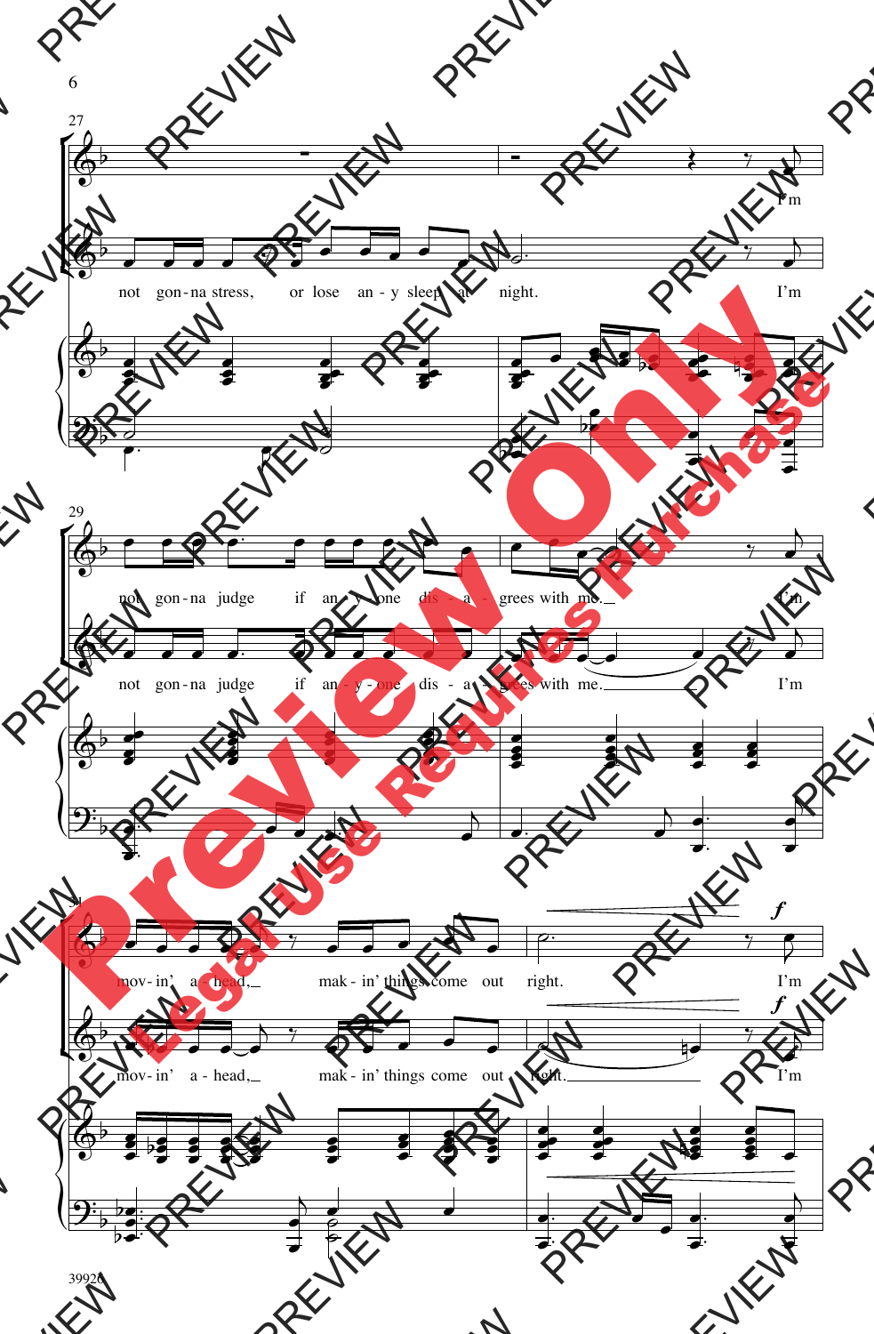not gon-na stress, or lose an-y sleep at night. I'm

not gon-na judge if an-y-one dis-a-grees with me. I'm

mov-in' a-head, mak-in' things come out right. I'm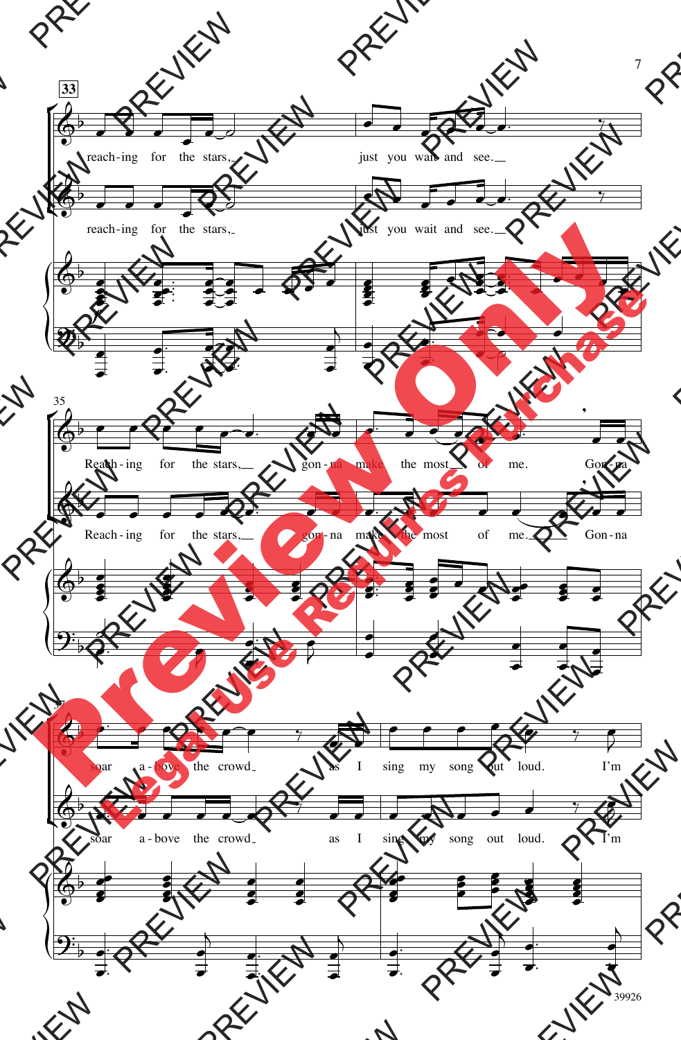33

reach-ing for the stars, just you wait and see.

reach-ing for the stars, just you wait and see.

35

Reach-ing for the stars, gon-na make the most of me. Gon-na

Reach-ing for the stars, gon-na make the most of me. Gon-na

37

soar a-bove the crowd as I sing my song out loud. I'm

soar a-bove the crowd as I sing my song out loud. I'm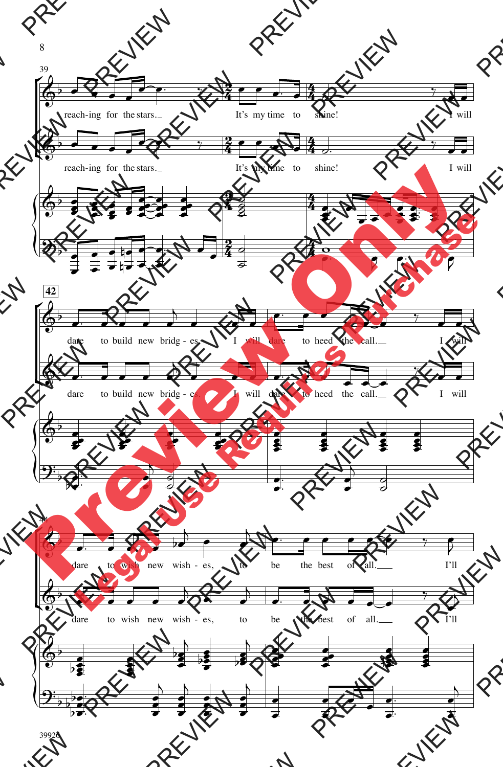39

reach-ing for the stars. It's my time to shine! I will

reach-ing for the stars. It's my time to shine! I will

42

dare to build new bridg - es. I will dare to heed the call. I will

dare to build new bridg - es. I will dare to heed the call. I will

dare to wish new wish - es, to be the best of all. I'll

dare to wish new wish - es, to be the best of all. I'll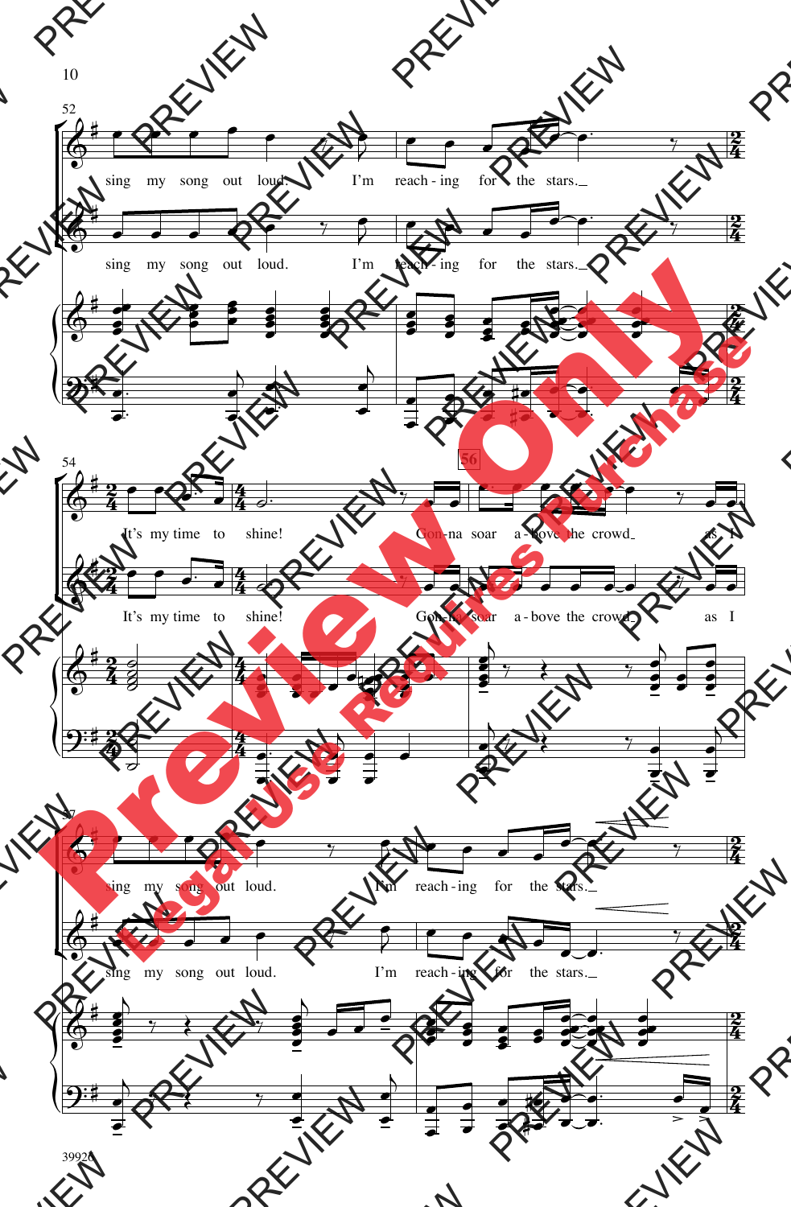52

sing my song out loud. I'm reach - ing for the stars.

sing my song out loud. I'm reach - ing for the stars.

54

It's my time to shine! Gon-na soar a - bove the crowd as I

It's my time to shine! Gon-na soar a - bove the crowd as I

56

57

sing my song out loud. I'm reach - ing for the stars.

sing my song out loud. I'm reach - ing for the stars.

39926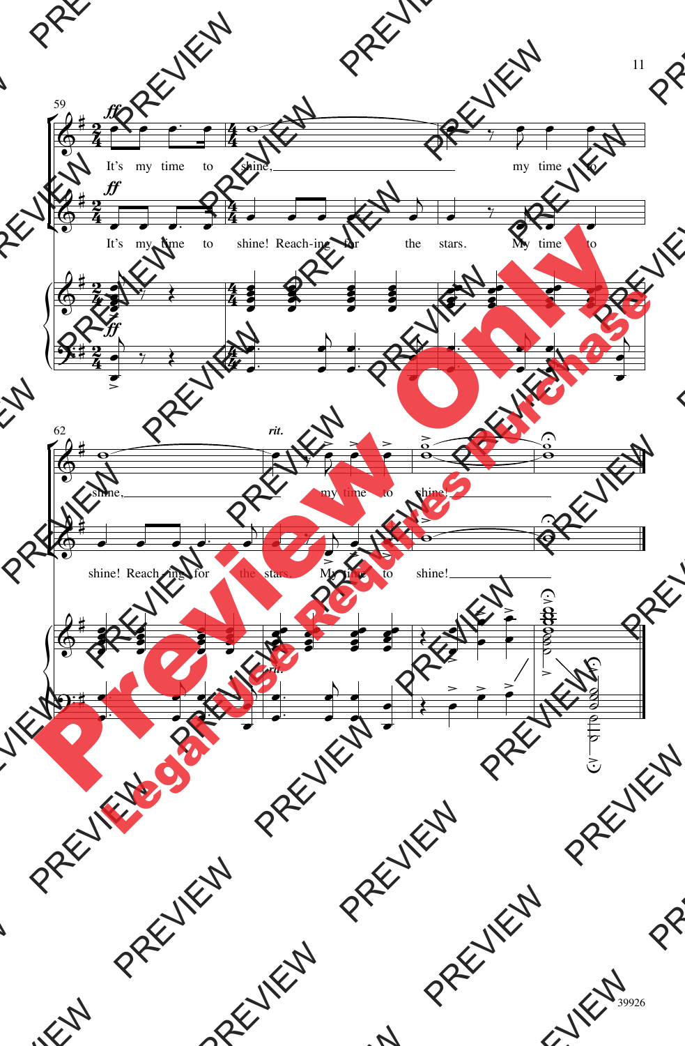59

*ff*

It's my time to shine, my time to

*ff*

It's my time to shine! Reach-ing for the stars. My time to

*ff*

62

*rit.*

shine, my time to shine!

shine! Reach-ing for the stars. My time to shine!

*rit.*

Preview Only

Legal Use Requires Purchase